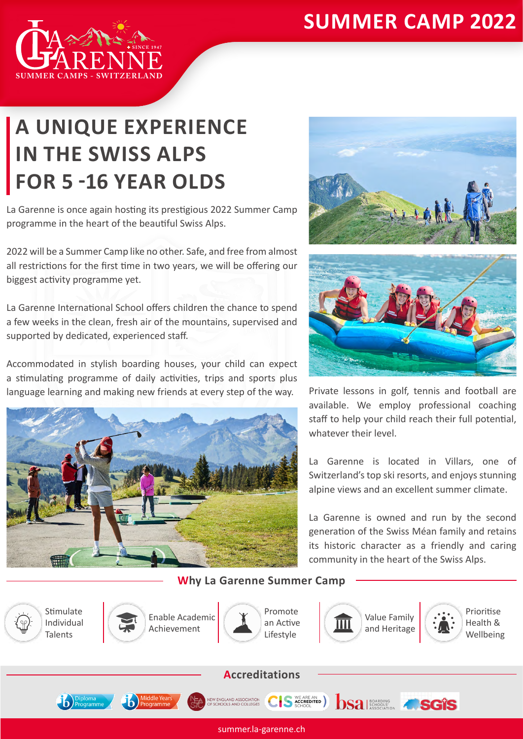# SUMMER CAMP 2022

LA GARENNE
SINCE 1947
SUMMER CAMPS - SWITZERLAND

## A UNIQUE EXPERIENCE IN THE SWISS ALPS FOR 5 -16 YEAR OLDS

La Garenne is once again hosting its prestigious 2022 Summer Camp programme in the heart of the beautiful Swiss Alps.

2022 will be a Summer Camp like no other. Safe, and free from almost all restrictions for the first time in two years, we will be offering our biggest activity programme yet.

La Garenne International School offers children the chance to spend a few weeks in the clean, fresh air of the mountains, supervised and supported by dedicated, experienced staff.

Accommodated in stylish boarding houses, your child can expect a stimulating programme of daily activities, trips and sports plus language learning and making new friends at every step of the way.

Private lessons in golf, tennis and football are available. We employ professional coaching staff to help your child reach their full potential, whatever their level.

La Garenne is located in Villars, one of Switzerland's top ski resorts, and enjoys stunning alpine views and an excellent summer climate.

La Garenne is owned and run by the second generation of the Swiss Méan family and retains its historic character as a friendly and caring community in the heart of the Swiss Alps.

### Why La Garenne Summer Camp

- Stimulate Individual Talents
- Enable Academic Achievement
- Promote an Active Lifestyle
- Value Family and Heritage
- Prioritise Health & Wellbeing

### Accreditations

IB Diploma Programme · IB Middle Years Programme · New England Association of Schools and Colleges · CIS We are an accredited school · bsa Boarding Schools' Association · SGIS

summer.la-garenne.ch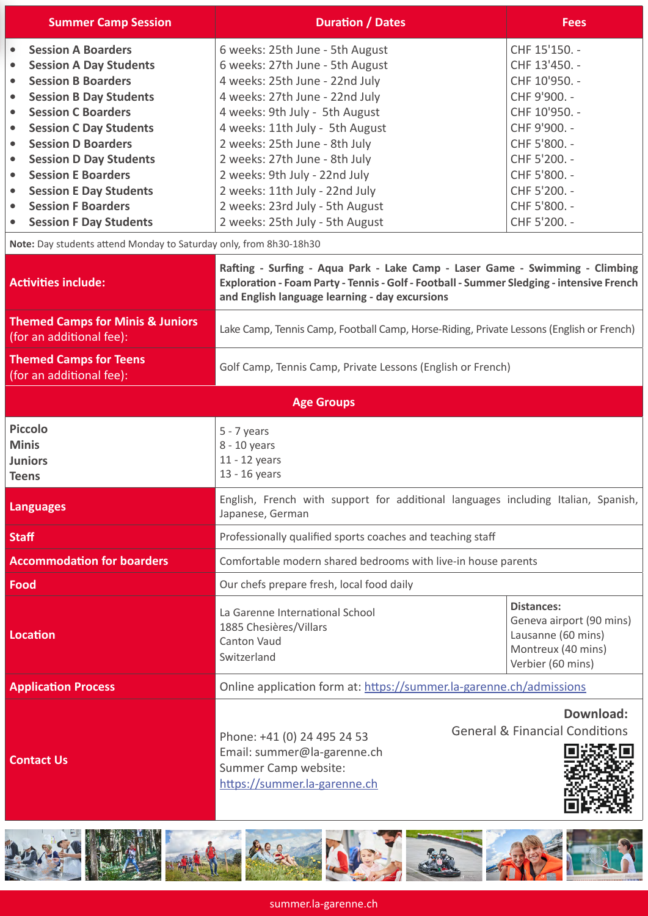| Summer Camp Session | Duration / Dates | Fees |
|---|---|---|
| • **Session A Boarders** | 6 weeks: 25th June - 5th August | CHF 15'150. - |
| • **Session A Day Students** | 6 weeks: 27th June - 5th August | CHF 13'450. - |
| • **Session B Boarders** | 4 weeks: 25th June - 22nd July | CHF 10'950. - |
| • **Session B Day Students** | 4 weeks: 27th June - 22nd July | CHF 9'900. - |
| • **Session C Boarders** | 4 weeks: 9th July - 5th August | CHF 10'950. - |
| • **Session C Day Students** | 4 weeks: 11th July - 5th August | CHF 9'900. - |
| • **Session D Boarders** | 2 weeks: 25th June - 8th July | CHF 5'800. - |
| • **Session D Day Students** | 2 weeks: 27th June - 8th July | CHF 5'200. - |
| • **Session E Boarders** | 2 weeks: 9th July - 22nd July | CHF 5'800. - |
| • **Session E Day Students** | 2 weeks: 11th July - 22nd July | CHF 5'200. - |
| • **Session F Boarders** | 2 weeks: 23rd July - 5th August | CHF 5'800. - |
| • **Session F Day Students** | 2 weeks: 25th July - 5th August | CHF 5'200. - |

**Note:** Day students attend Monday to Saturday only, from 8h30-18h30

| | |
|---|---|
| **Activities include:** | **Rafting - Surfing - Aqua Park - Lake Camp - Laser Game - Swimming - Climbing Exploration - Foam Party - Tennis - Golf - Football - Summer Sledging - intensive French and English language learning - day excursions** |
| **Themed Camps for Minis & Juniors** (for an additional fee): | Lake Camp, Tennis Camp, Football Camp, Horse-Riding, Private Lessons (English or French) |
| **Themed Camps for Teens** (for an additional fee): | Golf Camp, Tennis Camp, Private Lessons (English or French) |

## Age Groups

| | |
|---|---|
| **Piccolo** | 5 - 7 years |
| **Minis** | 8 - 10 years |
| **Juniors** | 11 - 12 years |
| **Teens** | 13 - 16 years |
| **Languages** | English, French with support for additional languages including Italian, Spanish, Japanese, German |
| **Staff** | Professionally qualified sports coaches and teaching staff |
| **Accommodation for boarders** | Comfortable modern shared bedrooms with live-in house parents |
| **Food** | Our chefs prepare fresh, local food daily |
| **Location** | La Garenne International School<br>1885 Chesières/Villars<br>Canton Vaud<br>Switzerland<br><br>**Distances:**<br>Geneva airport (90 mins)<br>Lausanne (60 mins)<br>Montreux (40 mins)<br>Verbier (60 mins) |
| **Application Process** | Online application form at: https://summer.la-garenne.ch/admissions |
| **Contact Us** | Phone: +41 (0) 24 495 24 53<br>Email: summer@la-garenne.ch<br>Summer Camp website:<br>https://summer.la-garenne.ch<br><br>**Download:**<br>General & Financial Conditions |

summer.la-garenne.ch